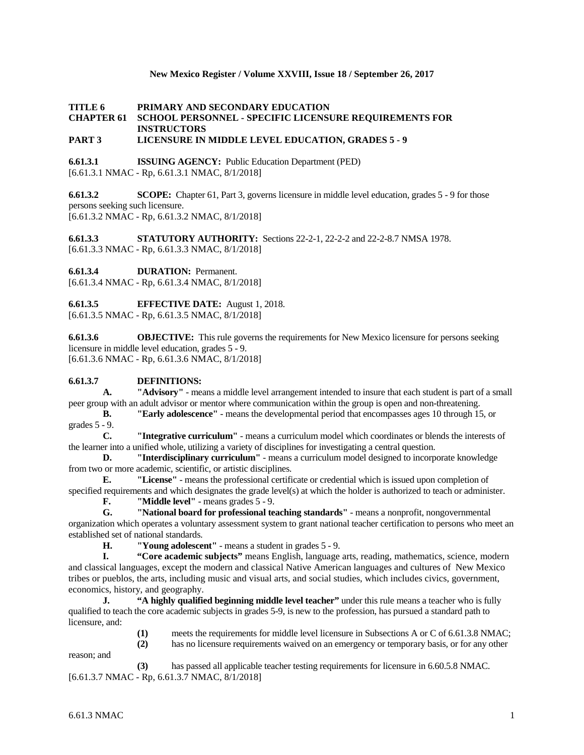**TITLE 6 PRIMARY AND SECONDARY EDUCATION**
**CHAPTER 61 SCHOOL PERSONNEL - SPECIFIC LICENSURE REQUIREMENTS FOR INSTRUCTORS**
**PART 3 LICENSURE IN MIDDLE LEVEL EDUCATION, GRADES 5 - 9**

**6.61.3.1 ISSUING AGENCY:** Public Education Department (PED)
[6.61.3.1 NMAC - Rp, 6.61.3.1 NMAC, 8/1/2018]

**6.61.3.2 SCOPE:** Chapter 61, Part 3, governs licensure in middle level education, grades 5 - 9 for those persons seeking such licensure.
[6.61.3.2 NMAC - Rp, 6.61.3.2 NMAC, 8/1/2018]

**6.61.3.3 STATUTORY AUTHORITY:** Sections 22-2-1, 22-2-2 and 22-2-8.7 NMSA 1978.
[6.61.3.3 NMAC - Rp, 6.61.3.3 NMAC, 8/1/2018]

**6.61.3.4 DURATION:** Permanent.
[6.61.3.4 NMAC - Rp, 6.61.3.4 NMAC, 8/1/2018]

**6.61.3.5 EFFECTIVE DATE:** August 1, 2018.
[6.61.3.5 NMAC - Rp, 6.61.3.5 NMAC, 8/1/2018]

**6.61.3.6 OBJECTIVE:** This rule governs the requirements for New Mexico licensure for persons seeking licensure in middle level education, grades 5 - 9.
[6.61.3.6 NMAC - Rp, 6.61.3.6 NMAC, 8/1/2018]

**6.61.3.7 DEFINITIONS:**

**A. "Advisory"** - means a middle level arrangement intended to insure that each student is part of a small peer group with an adult advisor or mentor where communication within the group is open and non-threatening.

**B. "Early adolescence"** - means the developmental period that encompasses ages 10 through 15, or grades 5 - 9.

**C. "Integrative curriculum"** - means a curriculum model which coordinates or blends the interests of the learner into a unified whole, utilizing a variety of disciplines for investigating a central question.

**D. "Interdisciplinary curriculum"** - means a curriculum model designed to incorporate knowledge from two or more academic, scientific, or artistic disciplines.

**E. "License"** - means the professional certificate or credential which is issued upon completion of specified requirements and which designates the grade level(s) at which the holder is authorized to teach or administer.

**F. "Middle level"** - means grades 5 - 9.

**G. "National board for professional teaching standards"** - means a nonprofit, nongovernmental organization which operates a voluntary assessment system to grant national teacher certification to persons who meet an established set of national standards.

**H. "Young adolescent"** - means a student in grades 5 - 9.

**I. "Core academic subjects"** means English, language arts, reading, mathematics, science, modern and classical languages, except the modern and classical Native American languages and cultures of New Mexico tribes or pueblos, the arts, including music and visual arts, and social studies, which includes civics, government, economics, history, and geography.

**J. "A highly qualified beginning middle level teacher"** under this rule means a teacher who is fully qualified to teach the core academic subjects in grades 5-9, is new to the profession, has pursued a standard path to licensure, and:

**(1)** meets the requirements for middle level licensure in Subsections A or C of 6.61.3.8 NMAC;

**(2)** has no licensure requirements waived on an emergency or temporary basis, or for any other reason; and

**(3)** has passed all applicable teacher testing requirements for licensure in 6.60.5.8 NMAC.

[6.61.3.7 NMAC - Rp, 6.61.3.7 NMAC, 8/1/2018]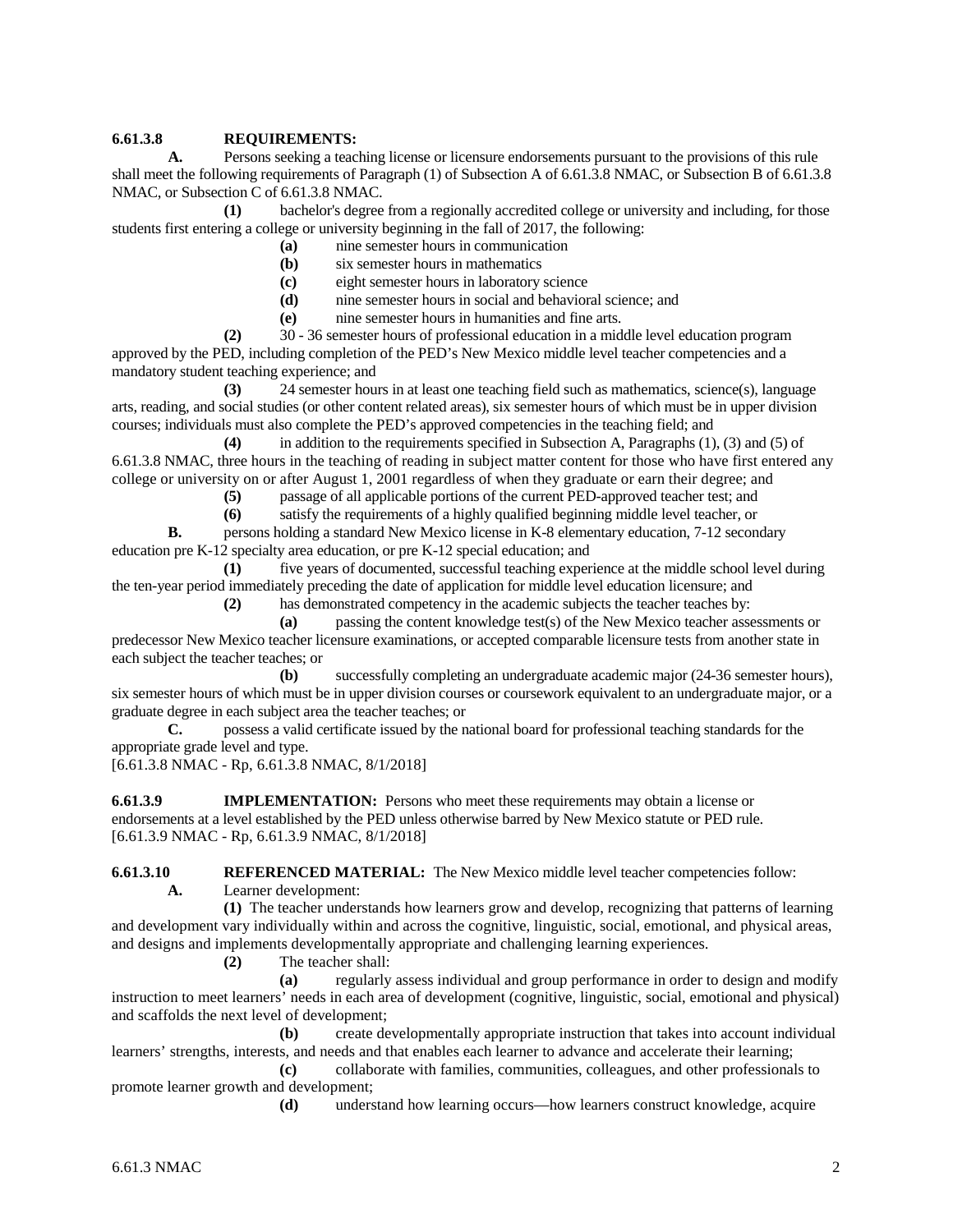**6.61.3.8 REQUIREMENTS:**

**A.** Persons seeking a teaching license or licensure endorsements pursuant to the provisions of this rule shall meet the following requirements of Paragraph (1) of Subsection A of 6.61.3.8 NMAC, or Subsection B of 6.61.3.8 NMAC, or Subsection C of 6.61.3.8 NMAC.

**(1)** bachelor's degree from a regionally accredited college or university and including, for those students first entering a college or university beginning in the fall of 2017, the following:

**(a)** nine semester hours in communication

**(b)** six semester hours in mathematics

**(c)** eight semester hours in laboratory science

**(d)** nine semester hours in social and behavioral science; and

**(e)** nine semester hours in humanities and fine arts.

**(2)** 30 - 36 semester hours of professional education in a middle level education program approved by the PED, including completion of the PED's New Mexico middle level teacher competencies and a mandatory student teaching experience; and

**(3)** 24 semester hours in at least one teaching field such as mathematics, science(s), language arts, reading, and social studies (or other content related areas), six semester hours of which must be in upper division courses; individuals must also complete the PED's approved competencies in the teaching field; and

**(4)** in addition to the requirements specified in Subsection A, Paragraphs (1), (3) and (5) of 6.61.3.8 NMAC, three hours in the teaching of reading in subject matter content for those who have first entered any college or university on or after August 1, 2001 regardless of when they graduate or earn their degree; and

**(5)** passage of all applicable portions of the current PED-approved teacher test; and

**(6)** satisfy the requirements of a highly qualified beginning middle level teacher, or

**B.** persons holding a standard New Mexico license in K-8 elementary education, 7-12 secondary education pre K-12 specialty area education, or pre K-12 special education; and

**(1)** five years of documented, successful teaching experience at the middle school level during the ten-year period immediately preceding the date of application for middle level education licensure; and

**(2)** has demonstrated competency in the academic subjects the teacher teaches by:

**(a)** passing the content knowledge test(s) of the New Mexico teacher assessments or predecessor New Mexico teacher licensure examinations, or accepted comparable licensure tests from another state in each subject the teacher teaches; or

**(b)** successfully completing an undergraduate academic major (24-36 semester hours), six semester hours of which must be in upper division courses or coursework equivalent to an undergraduate major, or a graduate degree in each subject area the teacher teaches; or

**C.** possess a valid certificate issued by the national board for professional teaching standards for the appropriate grade level and type.

[6.61.3.8 NMAC - Rp, 6.61.3.8 NMAC, 8/1/2018]

**6.61.3.9 IMPLEMENTATION:** Persons who meet these requirements may obtain a license or endorsements at a level established by the PED unless otherwise barred by New Mexico statute or PED rule.

[6.61.3.9 NMAC - Rp, 6.61.3.9 NMAC, 8/1/2018]

**6.61.3.10 REFERENCED MATERIAL:** The New Mexico middle level teacher competencies follow:

**A.** Learner development:

**(1)** The teacher understands how learners grow and develop, recognizing that patterns of learning and development vary individually within and across the cognitive, linguistic, social, emotional, and physical areas, and designs and implements developmentally appropriate and challenging learning experiences.

**(2)** The teacher shall:

**(a)** regularly assess individual and group performance in order to design and modify instruction to meet learners' needs in each area of development (cognitive, linguistic, social, emotional and physical) and scaffolds the next level of development;

**(b)** create developmentally appropriate instruction that takes into account individual learners' strengths, interests, and needs and that enables each learner to advance and accelerate their learning;

**(c)** collaborate with families, communities, colleagues, and other professionals to promote learner growth and development;

**(d)** understand how learning occurs—how learners construct knowledge, acquire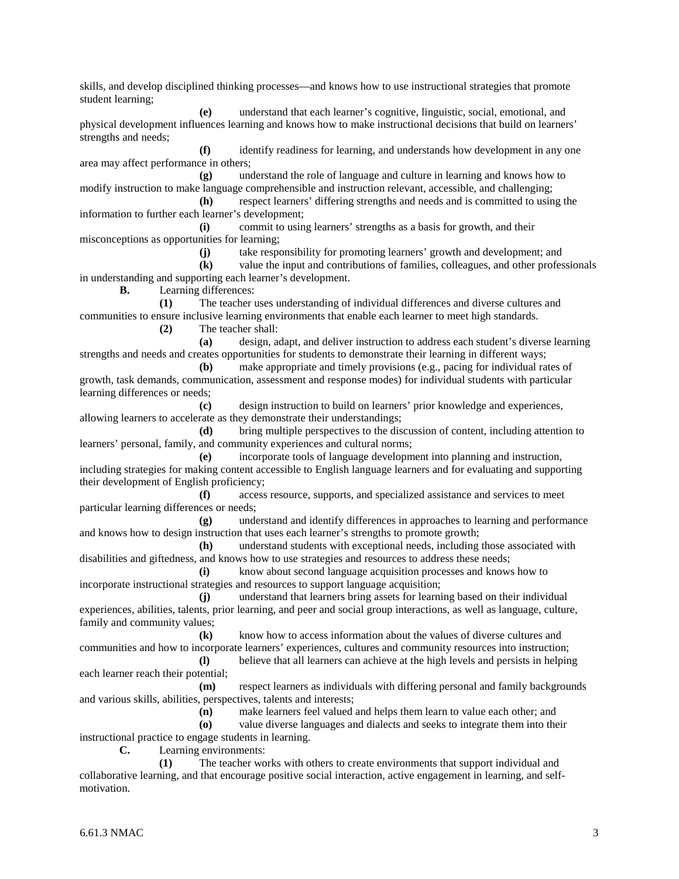skills, and develop disciplined thinking processes—and knows how to use instructional strategies that promote student learning;

**(e)** understand that each learner's cognitive, linguistic, social, emotional, and physical development influences learning and knows how to make instructional decisions that build on learners' strengths and needs;

**(f)** identify readiness for learning, and understands how development in any one area may affect performance in others;

**(g)** understand the role of language and culture in learning and knows how to modify instruction to make language comprehensible and instruction relevant, accessible, and challenging;

**(h)** respect learners' differing strengths and needs and is committed to using the information to further each learner's development;

**(i)** commit to using learners' strengths as a basis for growth, and their misconceptions as opportunities for learning;

**(j)** take responsibility for promoting learners' growth and development; and

**(k)** value the input and contributions of families, colleagues, and other professionals in understanding and supporting each learner's development.

**B.** Learning differences:

**(1)** The teacher uses understanding of individual differences and diverse cultures and communities to ensure inclusive learning environments that enable each learner to meet high standards.

**(2)** The teacher shall:

**(a)** design, adapt, and deliver instruction to address each student's diverse learning strengths and needs and creates opportunities for students to demonstrate their learning in different ways;

**(b)** make appropriate and timely provisions (e.g., pacing for individual rates of growth, task demands, communication, assessment and response modes) for individual students with particular learning differences or needs;

**(c)** design instruction to build on learners' prior knowledge and experiences, allowing learners to accelerate as they demonstrate their understandings;

**(d)** bring multiple perspectives to the discussion of content, including attention to learners' personal, family, and community experiences and cultural norms;

**(e)** incorporate tools of language development into planning and instruction, including strategies for making content accessible to English language learners and for evaluating and supporting their development of English proficiency;

**(f)** access resource, supports, and specialized assistance and services to meet particular learning differences or needs;

**(g)** understand and identify differences in approaches to learning and performance and knows how to design instruction that uses each learner's strengths to promote growth;

**(h)** understand students with exceptional needs, including those associated with disabilities and giftedness, and knows how to use strategies and resources to address these needs;

**(i)** know about second language acquisition processes and knows how to incorporate instructional strategies and resources to support language acquisition;

**(j)** understand that learners bring assets for learning based on their individual experiences, abilities, talents, prior learning, and peer and social group interactions, as well as language, culture, family and community values;

**(k)** know how to access information about the values of diverse cultures and communities and how to incorporate learners' experiences, cultures and community resources into instruction;

**(l)** believe that all learners can achieve at the high levels and persists in helping each learner reach their potential;

**(m)** respect learners as individuals with differing personal and family backgrounds and various skills, abilities, perspectives, talents and interests;

**(n)** make learners feel valued and helps them learn to value each other; and

**(o)** value diverse languages and dialects and seeks to integrate them into their instructional practice to engage students in learning.

**C.** Learning environments:

**(1)** The teacher works with others to create environments that support individual and collaborative learning, and that encourage positive social interaction, active engagement in learning, and self-motivation.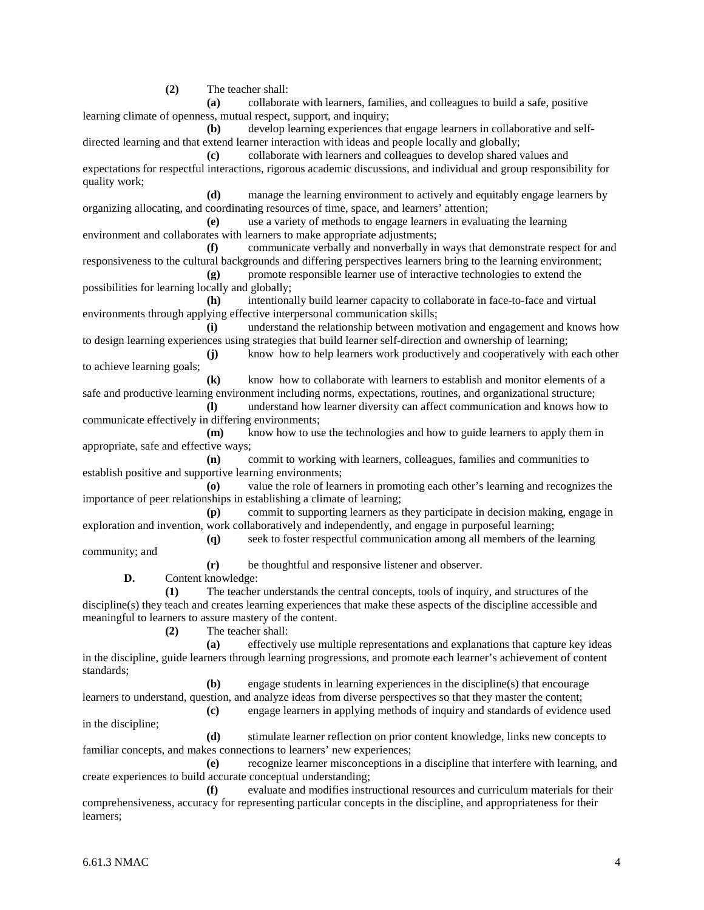**(2)** The teacher shall:

**(a)** collaborate with learners, families, and colleagues to build a safe, positive learning climate of openness, mutual respect, support, and inquiry;

**(b)** develop learning experiences that engage learners in collaborative and self-directed learning and that extend learner interaction with ideas and people locally and globally;

**(c)** collaborate with learners and colleagues to develop shared values and expectations for respectful interactions, rigorous academic discussions, and individual and group responsibility for quality work;

**(d)** manage the learning environment to actively and equitably engage learners by organizing allocating, and coordinating resources of time, space, and learners' attention;

**(e)** use a variety of methods to engage learners in evaluating the learning environment and collaborates with learners to make appropriate adjustments;

**(f)** communicate verbally and nonverbally in ways that demonstrate respect for and responsiveness to the cultural backgrounds and differing perspectives learners bring to the learning environment;

**(g)** promote responsible learner use of interactive technologies to extend the possibilities for learning locally and globally;

**(h)** intentionally build learner capacity to collaborate in face-to-face and virtual environments through applying effective interpersonal communication skills;

**(i)** understand the relationship between motivation and engagement and knows how to design learning experiences using strategies that build learner self-direction and ownership of learning;

**(j)** know how to help learners work productively and cooperatively with each other to achieve learning goals;

**(k)** know how to collaborate with learners to establish and monitor elements of a safe and productive learning environment including norms, expectations, routines, and organizational structure;

**(l)** understand how learner diversity can affect communication and knows how to communicate effectively in differing environments;

**(m)** know how to use the technologies and how to guide learners to apply them in appropriate, safe and effective ways;

**(n)** commit to working with learners, colleagues, families and communities to establish positive and supportive learning environments;

**(o)** value the role of learners in promoting each other's learning and recognizes the importance of peer relationships in establishing a climate of learning;

**(p)** commit to supporting learners as they participate in decision making, engage in exploration and invention, work collaboratively and independently, and engage in purposeful learning;

**(q)** seek to foster respectful communication among all members of the learning community; and

**(r)** be thoughtful and responsive listener and observer.

**D.** Content knowledge:

**(1)** The teacher understands the central concepts, tools of inquiry, and structures of the discipline(s) they teach and creates learning experiences that make these aspects of the discipline accessible and meaningful to learners to assure mastery of the content.

**(2)** The teacher shall:

**(a)** effectively use multiple representations and explanations that capture key ideas in the discipline, guide learners through learning progressions, and promote each learner's achievement of content standards;

**(b)** engage students in learning experiences in the discipline(s) that encourage learners to understand, question, and analyze ideas from diverse perspectives so that they master the content;

**(c)** engage learners in applying methods of inquiry and standards of evidence used in the discipline;

**(d)** stimulate learner reflection on prior content knowledge, links new concepts to familiar concepts, and makes connections to learners' new experiences;

**(e)** recognize learner misconceptions in a discipline that interfere with learning, and create experiences to build accurate conceptual understanding;

**(f)** evaluate and modifies instructional resources and curriculum materials for their comprehensiveness, accuracy for representing particular concepts in the discipline, and appropriateness for their learners;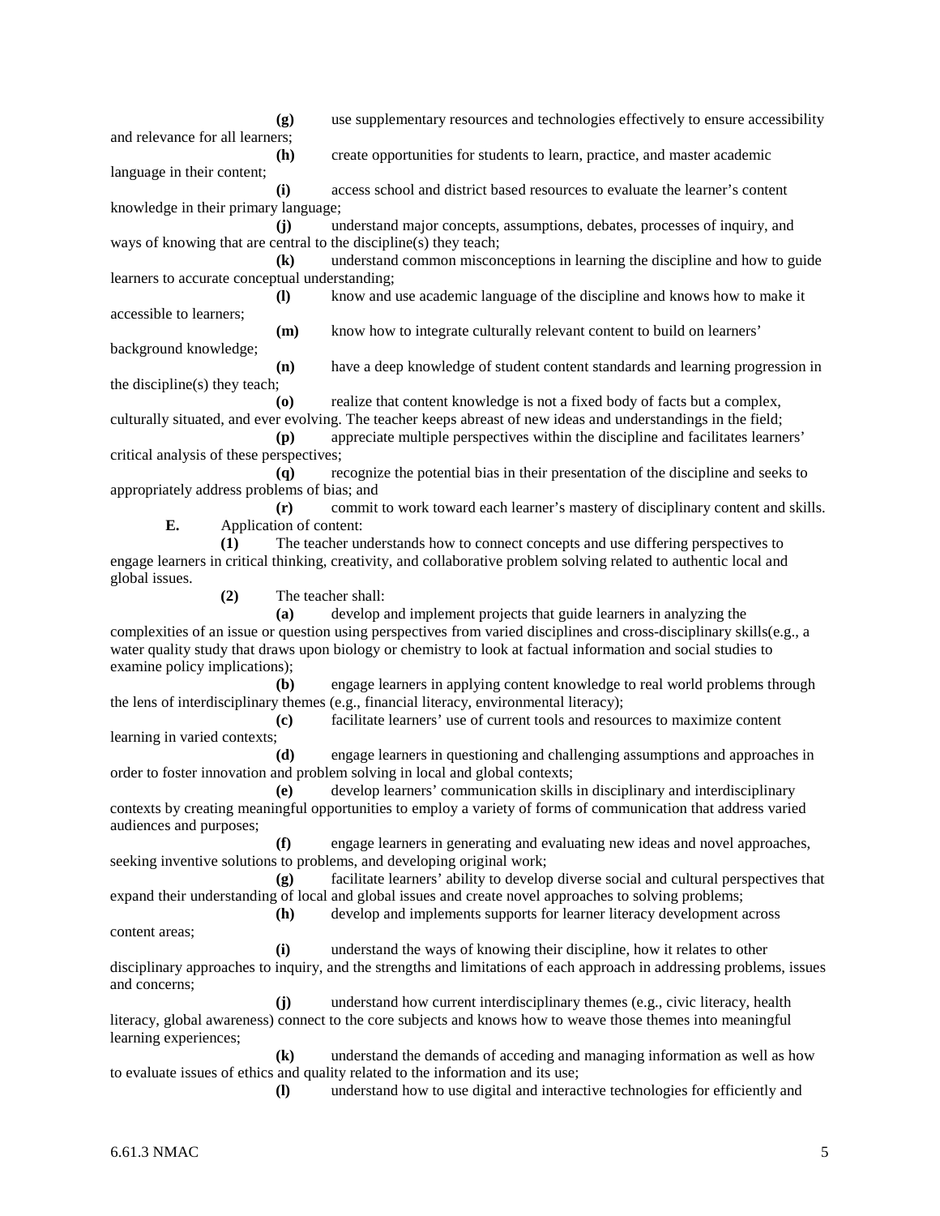**(g)** use supplementary resources and technologies effectively to ensure accessibility and relevance for all learners;

**(h)** create opportunities for students to learn, practice, and master academic language in their content;

**(i)** access school and district based resources to evaluate the learner's content knowledge in their primary language;

**(j)** understand major concepts, assumptions, debates, processes of inquiry, and ways of knowing that are central to the discipline(s) they teach;

**(k)** understand common misconceptions in learning the discipline and how to guide learners to accurate conceptual understanding;

**(l)** know and use academic language of the discipline and knows how to make it accessible to learners;

**(m)** know how to integrate culturally relevant content to build on learners' background knowledge;

**(n)** have a deep knowledge of student content standards and learning progression in the discipline(s) they teach;

**(o)** realize that content knowledge is not a fixed body of facts but a complex, culturally situated, and ever evolving. The teacher keeps abreast of new ideas and understandings in the field;

**(p)** appreciate multiple perspectives within the discipline and facilitates learners' critical analysis of these perspectives;

**(q)** recognize the potential bias in their presentation of the discipline and seeks to appropriately address problems of bias; and

**(r)** commit to work toward each learner's mastery of disciplinary content and skills.

**E.** Application of content:

**(1)** The teacher understands how to connect concepts and use differing perspectives to engage learners in critical thinking, creativity, and collaborative problem solving related to authentic local and global issues.

**(2)** The teacher shall:

**(a)** develop and implement projects that guide learners in analyzing the complexities of an issue or question using perspectives from varied disciplines and cross-disciplinary skills(e.g., a water quality study that draws upon biology or chemistry to look at factual information and social studies to examine policy implications);

**(b)** engage learners in applying content knowledge to real world problems through the lens of interdisciplinary themes (e.g., financial literacy, environmental literacy);

**(c)** facilitate learners' use of current tools and resources to maximize content learning in varied contexts;

**(d)** engage learners in questioning and challenging assumptions and approaches in order to foster innovation and problem solving in local and global contexts;

**(e)** develop learners' communication skills in disciplinary and interdisciplinary contexts by creating meaningful opportunities to employ a variety of forms of communication that address varied audiences and purposes;

**(f)** engage learners in generating and evaluating new ideas and novel approaches, seeking inventive solutions to problems, and developing original work;

**(g)** facilitate learners' ability to develop diverse social and cultural perspectives that expand their understanding of local and global issues and create novel approaches to solving problems;

**(h)** develop and implements supports for learner literacy development across content areas;

**(i)** understand the ways of knowing their discipline, how it relates to other disciplinary approaches to inquiry, and the strengths and limitations of each approach in addressing problems, issues and concerns;

**(j)** understand how current interdisciplinary themes (e.g., civic literacy, health literacy, global awareness) connect to the core subjects and knows how to weave those themes into meaningful learning experiences;

**(k)** understand the demands of acceding and managing information as well as how to evaluate issues of ethics and quality related to the information and its use;

**(l)** understand how to use digital and interactive technologies for efficiently and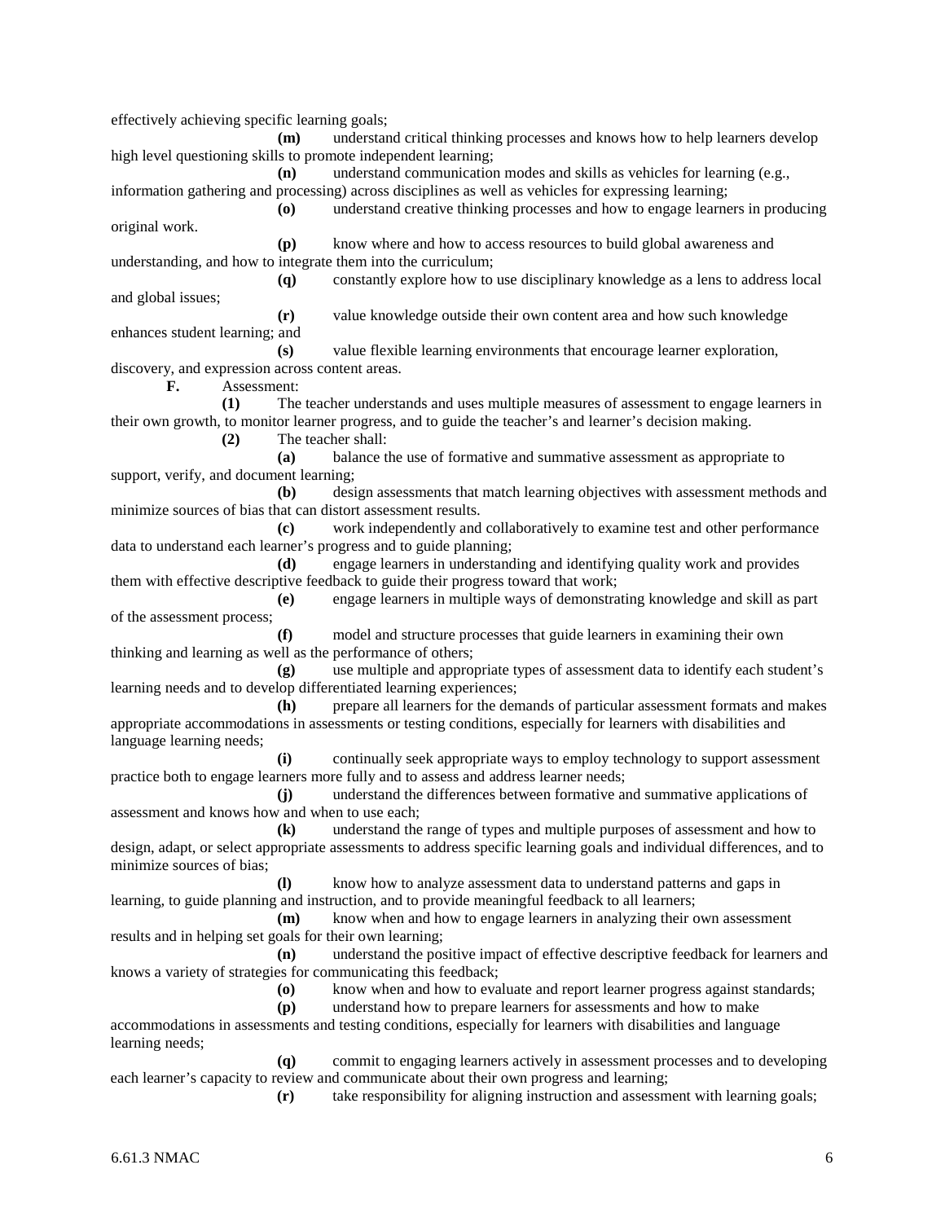effectively achieving specific learning goals;

**(m)** understand critical thinking processes and knows how to help learners develop high level questioning skills to promote independent learning;

**(n)** understand communication modes and skills as vehicles for learning (e.g., information gathering and processing) across disciplines as well as vehicles for expressing learning;

**(o)** understand creative thinking processes and how to engage learners in producing original work.

**(p)** know where and how to access resources to build global awareness and understanding, and how to integrate them into the curriculum;

**(q)** constantly explore how to use disciplinary knowledge as a lens to address local and global issues;

**(r)** value knowledge outside their own content area and how such knowledge enhances student learning; and

**(s)** value flexible learning environments that encourage learner exploration, discovery, and expression across content areas.

**F.** Assessment:

**(1)** The teacher understands and uses multiple measures of assessment to engage learners in their own growth, to monitor learner progress, and to guide the teacher's and learner's decision making.

**(2)** The teacher shall:

**(a)** balance the use of formative and summative assessment as appropriate to support, verify, and document learning;

**(b)** design assessments that match learning objectives with assessment methods and minimize sources of bias that can distort assessment results.

**(c)** work independently and collaboratively to examine test and other performance data to understand each learner's progress and to guide planning;

**(d)** engage learners in understanding and identifying quality work and provides them with effective descriptive feedback to guide their progress toward that work;

**(e)** engage learners in multiple ways of demonstrating knowledge and skill as part of the assessment process;

**(f)** model and structure processes that guide learners in examining their own thinking and learning as well as the performance of others;

**(g)** use multiple and appropriate types of assessment data to identify each student's learning needs and to develop differentiated learning experiences;

**(h)** prepare all learners for the demands of particular assessment formats and makes appropriate accommodations in assessments or testing conditions, especially for learners with disabilities and language learning needs;

**(i)** continually seek appropriate ways to employ technology to support assessment practice both to engage learners more fully and to assess and address learner needs;

**(j)** understand the differences between formative and summative applications of assessment and knows how and when to use each;

**(k)** understand the range of types and multiple purposes of assessment and how to design, adapt, or select appropriate assessments to address specific learning goals and individual differences, and to minimize sources of bias;

**(l)** know how to analyze assessment data to understand patterns and gaps in learning, to guide planning and instruction, and to provide meaningful feedback to all learners;

**(m)** know when and how to engage learners in analyzing their own assessment results and in helping set goals for their own learning;

**(n)** understand the positive impact of effective descriptive feedback for learners and knows a variety of strategies for communicating this feedback;

**(o)** know when and how to evaluate and report learner progress against standards;

**(p)** understand how to prepare learners for assessments and how to make accommodations in assessments and testing conditions, especially for learners with disabilities and language learning needs;

**(q)** commit to engaging learners actively in assessment processes and to developing each learner's capacity to review and communicate about their own progress and learning;

**(r)** take responsibility for aligning instruction and assessment with learning goals;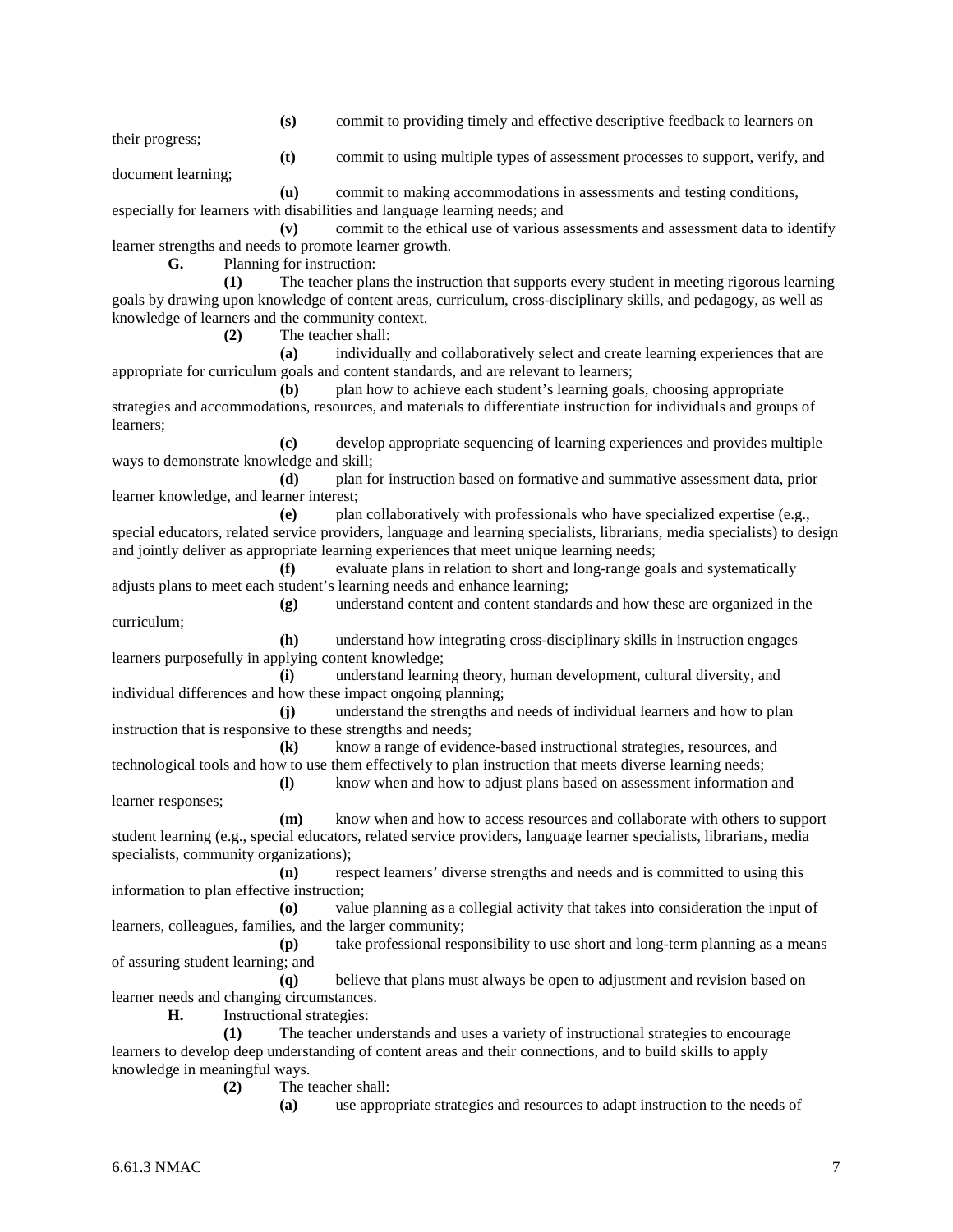**(s)** commit to providing timely and effective descriptive feedback to learners on their progress;

**(t)** commit to using multiple types of assessment processes to support, verify, and document learning;

**(u)** commit to making accommodations in assessments and testing conditions, especially for learners with disabilities and language learning needs; and

**(v)** commit to the ethical use of various assessments and assessment data to identify learner strengths and needs to promote learner growth.

**G.** Planning for instruction:

**(1)** The teacher plans the instruction that supports every student in meeting rigorous learning goals by drawing upon knowledge of content areas, curriculum, cross-disciplinary skills, and pedagogy, as well as knowledge of learners and the community context.

**(2)** The teacher shall:

**(a)** individually and collaboratively select and create learning experiences that are appropriate for curriculum goals and content standards, and are relevant to learners;

**(b)** plan how to achieve each student's learning goals, choosing appropriate strategies and accommodations, resources, and materials to differentiate instruction for individuals and groups of learners;

**(c)** develop appropriate sequencing of learning experiences and provides multiple ways to demonstrate knowledge and skill;

**(d)** plan for instruction based on formative and summative assessment data, prior learner knowledge, and learner interest;

**(e)** plan collaboratively with professionals who have specialized expertise (e.g., special educators, related service providers, language and learning specialists, librarians, media specialists) to design and jointly deliver as appropriate learning experiences that meet unique learning needs;

**(f)** evaluate plans in relation to short and long-range goals and systematically adjusts plans to meet each student's learning needs and enhance learning;

**(g)** understand content and content standards and how these are organized in the curriculum;

**(h)** understand how integrating cross-disciplinary skills in instruction engages learners purposefully in applying content knowledge;

**(i)** understand learning theory, human development, cultural diversity, and individual differences and how these impact ongoing planning;

**(j)** understand the strengths and needs of individual learners and how to plan instruction that is responsive to these strengths and needs;

**(k)** know a range of evidence-based instructional strategies, resources, and technological tools and how to use them effectively to plan instruction that meets diverse learning needs;

**(l)** know when and how to adjust plans based on assessment information and learner responses;

**(m)** know when and how to access resources and collaborate with others to support student learning (e.g., special educators, related service providers, language learner specialists, librarians, media specialists, community organizations);

**(n)** respect learners' diverse strengths and needs and is committed to using this information to plan effective instruction;

**(o)** value planning as a collegial activity that takes into consideration the input of learners, colleagues, families, and the larger community;

**(p)** take professional responsibility to use short and long-term planning as a means of assuring student learning; and

**(q)** believe that plans must always be open to adjustment and revision based on learner needs and changing circumstances.

**H.** Instructional strategies:

**(1)** The teacher understands and uses a variety of instructional strategies to encourage learners to develop deep understanding of content areas and their connections, and to build skills to apply knowledge in meaningful ways.

**(2)** The teacher shall:

**(a)** use appropriate strategies and resources to adapt instruction to the needs of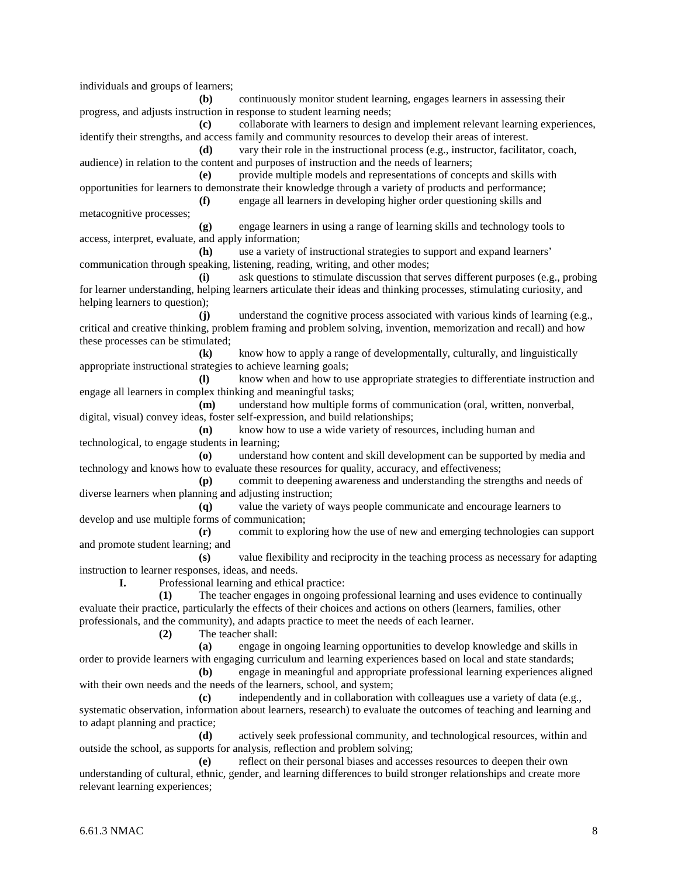individuals and groups of learners;

**(b)** continuously monitor student learning, engages learners in assessing their progress, and adjusts instruction in response to student learning needs;

**(c)** collaborate with learners to design and implement relevant learning experiences, identify their strengths, and access family and community resources to develop their areas of interest.

**(d)** vary their role in the instructional process (e.g., instructor, facilitator, coach, audience) in relation to the content and purposes of instruction and the needs of learners;

**(e)** provide multiple models and representations of concepts and skills with opportunities for learners to demonstrate their knowledge through a variety of products and performance;

**(f)** engage all learners in developing higher order questioning skills and metacognitive processes;

**(g)** engage learners in using a range of learning skills and technology tools to access, interpret, evaluate, and apply information;

**(h)** use a variety of instructional strategies to support and expand learners' communication through speaking, listening, reading, writing, and other modes;

**(i)** ask questions to stimulate discussion that serves different purposes (e.g., probing for learner understanding, helping learners articulate their ideas and thinking processes, stimulating curiosity, and helping learners to question);

**(j)** understand the cognitive process associated with various kinds of learning (e.g., critical and creative thinking, problem framing and problem solving, invention, memorization and recall) and how these processes can be stimulated;

**(k)** know how to apply a range of developmentally, culturally, and linguistically appropriate instructional strategies to achieve learning goals;

**(l)** know when and how to use appropriate strategies to differentiate instruction and engage all learners in complex thinking and meaningful tasks;

**(m)** understand how multiple forms of communication (oral, written, nonverbal, digital, visual) convey ideas, foster self-expression, and build relationships;

**(n)** know how to use a wide variety of resources, including human and technological, to engage students in learning;

**(o)** understand how content and skill development can be supported by media and technology and knows how to evaluate these resources for quality, accuracy, and effectiveness;

**(p)** commit to deepening awareness and understanding the strengths and needs of diverse learners when planning and adjusting instruction;

**(q)** value the variety of ways people communicate and encourage learners to develop and use multiple forms of communication;

**(r)** commit to exploring how the use of new and emerging technologies can support and promote student learning; and

**(s)** value flexibility and reciprocity in the teaching process as necessary for adapting instruction to learner responses, ideas, and needs.

**I.** Professional learning and ethical practice:

**(1)** The teacher engages in ongoing professional learning and uses evidence to continually evaluate their practice, particularly the effects of their choices and actions on others (learners, families, other professionals, and the community), and adapts practice to meet the needs of each learner.

**(2)** The teacher shall:

**(a)** engage in ongoing learning opportunities to develop knowledge and skills in order to provide learners with engaging curriculum and learning experiences based on local and state standards;

**(b)** engage in meaningful and appropriate professional learning experiences aligned with their own needs and the needs of the learners, school, and system;

**(c)** independently and in collaboration with colleagues use a variety of data (e.g., systematic observation, information about learners, research) to evaluate the outcomes of teaching and learning and to adapt planning and practice;

**(d)** actively seek professional community, and technological resources, within and outside the school, as supports for analysis, reflection and problem solving;

**(e)** reflect on their personal biases and accesses resources to deepen their own understanding of cultural, ethnic, gender, and learning differences to build stronger relationships and create more relevant learning experiences;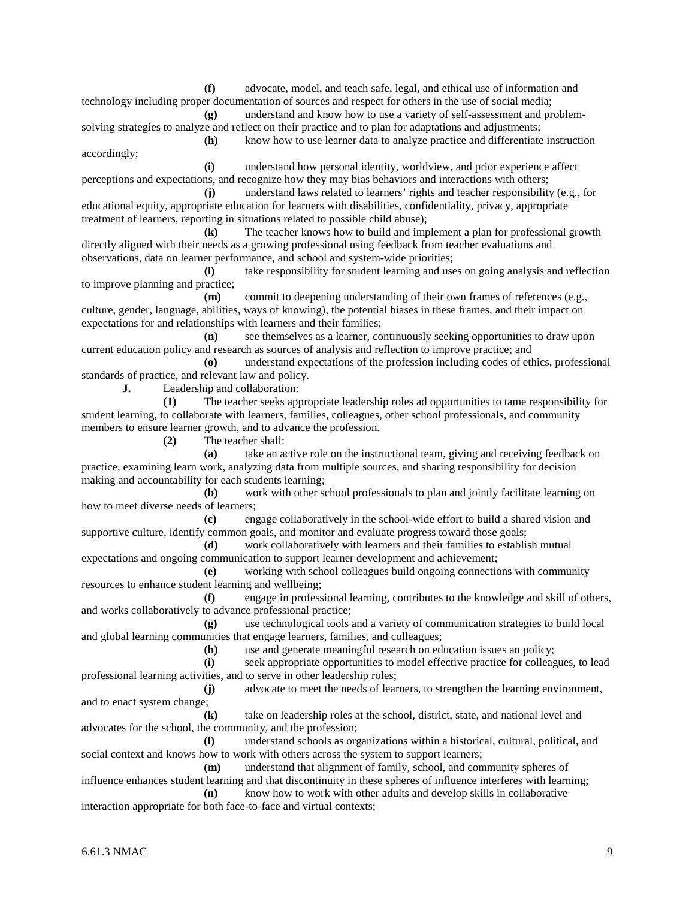**(f)** advocate, model, and teach safe, legal, and ethical use of information and technology including proper documentation of sources and respect for others in the use of social media;

**(g)** understand and know how to use a variety of self-assessment and problem-solving strategies to analyze and reflect on their practice and to plan for adaptations and adjustments;

**(h)** know how to use learner data to analyze practice and differentiate instruction accordingly;

**(i)** understand how personal identity, worldview, and prior experience affect perceptions and expectations, and recognize how they may bias behaviors and interactions with others;

**(j)** understand laws related to learners' rights and teacher responsibility (e.g., for educational equity, appropriate education for learners with disabilities, confidentiality, privacy, appropriate treatment of learners, reporting in situations related to possible child abuse);

**(k)** The teacher knows how to build and implement a plan for professional growth directly aligned with their needs as a growing professional using feedback from teacher evaluations and observations, data on learner performance, and school and system-wide priorities;

**(l)** take responsibility for student learning and uses on going analysis and reflection to improve planning and practice;

**(m)** commit to deepening understanding of their own frames of references (e.g., culture, gender, language, abilities, ways of knowing), the potential biases in these frames, and their impact on expectations for and relationships with learners and their families;

**(n)** see themselves as a learner, continuously seeking opportunities to draw upon current education policy and research as sources of analysis and reflection to improve practice; and

**(o)** understand expectations of the profession including codes of ethics, professional standards of practice, and relevant law and policy.

**J.** Leadership and collaboration:

**(1)** The teacher seeks appropriate leadership roles ad opportunities to tame responsibility for student learning, to collaborate with learners, families, colleagues, other school professionals, and community members to ensure learner growth, and to advance the profession.

**(2)** The teacher shall:

**(a)** take an active role on the instructional team, giving and receiving feedback on practice, examining learn work, analyzing data from multiple sources, and sharing responsibility for decision making and accountability for each students learning;

**(b)** work with other school professionals to plan and jointly facilitate learning on how to meet diverse needs of learners;

**(c)** engage collaboratively in the school-wide effort to build a shared vision and supportive culture, identify common goals, and monitor and evaluate progress toward those goals;

**(d)** work collaboratively with learners and their families to establish mutual expectations and ongoing communication to support learner development and achievement;

**(e)** working with school colleagues build ongoing connections with community resources to enhance student learning and wellbeing;

**(f)** engage in professional learning, contributes to the knowledge and skill of others, and works collaboratively to advance professional practice;

**(g)** use technological tools and a variety of communication strategies to build local and global learning communities that engage learners, families, and colleagues;

**(h)** use and generate meaningful research on education issues an policy;

**(i)** seek appropriate opportunities to model effective practice for colleagues, to lead professional learning activities, and to serve in other leadership roles;

**(j)** advocate to meet the needs of learners, to strengthen the learning environment, and to enact system change;

**(k)** take on leadership roles at the school, district, state, and national level and advocates for the school, the community, and the profession;

**(l)** understand schools as organizations within a historical, cultural, political, and social context and knows how to work with others across the system to support learners;

**(m)** understand that alignment of family, school, and community spheres of influence enhances student learning and that discontinuity in these spheres of influence interferes with learning;

**(n)** know how to work with other adults and develop skills in collaborative interaction appropriate for both face-to-face and virtual contexts;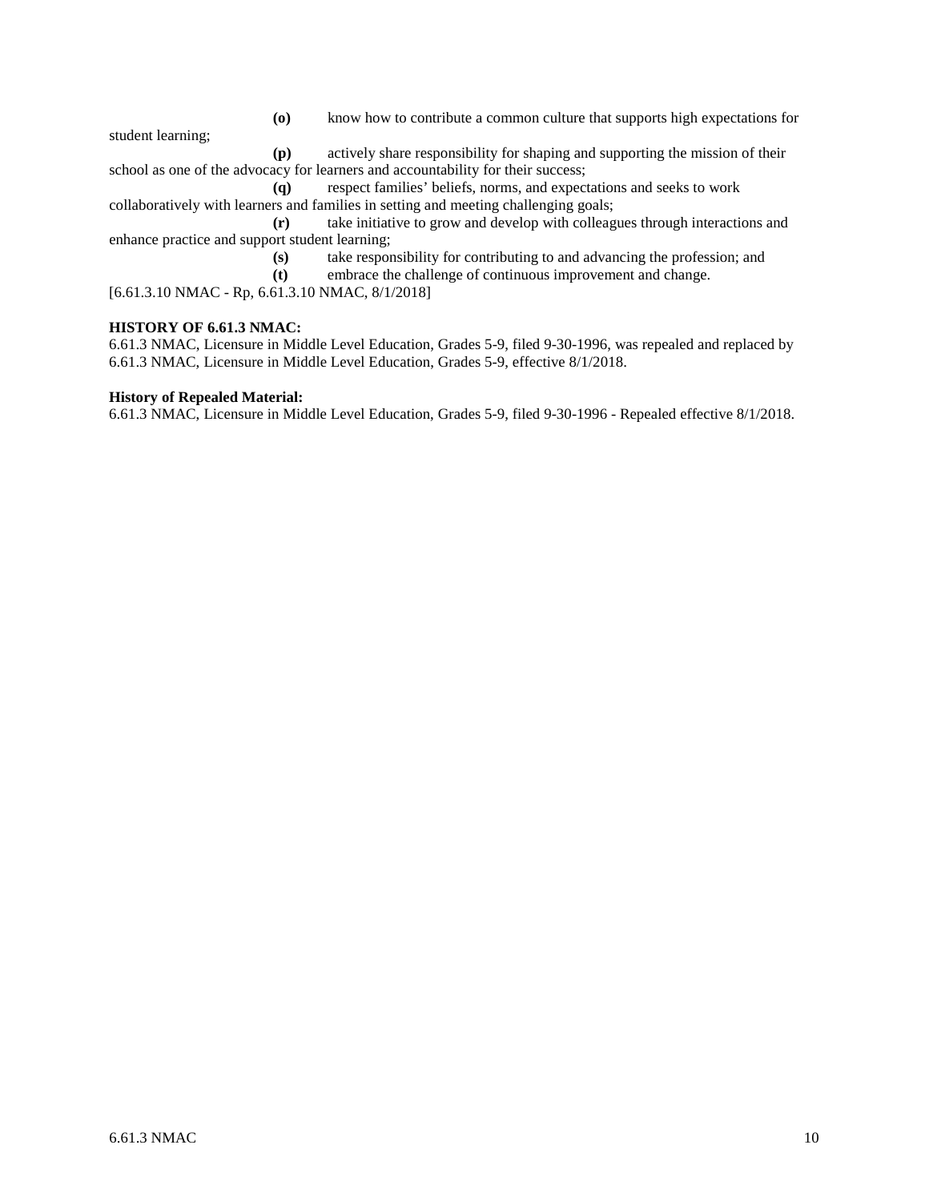**(o)** know how to contribute a common culture that supports high expectations for student learning;

**(p)** actively share responsibility for shaping and supporting the mission of their school as one of the advocacy for learners and accountability for their success;

**(q)** respect families' beliefs, norms, and expectations and seeks to work collaboratively with learners and families in setting and meeting challenging goals;

**(r)** take initiative to grow and develop with colleagues through interactions and enhance practice and support student learning;

**(s)** take responsibility for contributing to and advancing the profession; and

**(t)** embrace the challenge of continuous improvement and change.

[6.61.3.10 NMAC - Rp, 6.61.3.10 NMAC, 8/1/2018]

**HISTORY OF 6.61.3 NMAC:**
6.61.3 NMAC, Licensure in Middle Level Education, Grades 5-9, filed 9-30-1996, was repealed and replaced by 6.61.3 NMAC, Licensure in Middle Level Education, Grades 5-9, effective 8/1/2018.

**History of Repealed Material:**
6.61.3 NMAC, Licensure in Middle Level Education, Grades 5-9, filed 9-30-1996 - Repealed effective 8/1/2018.